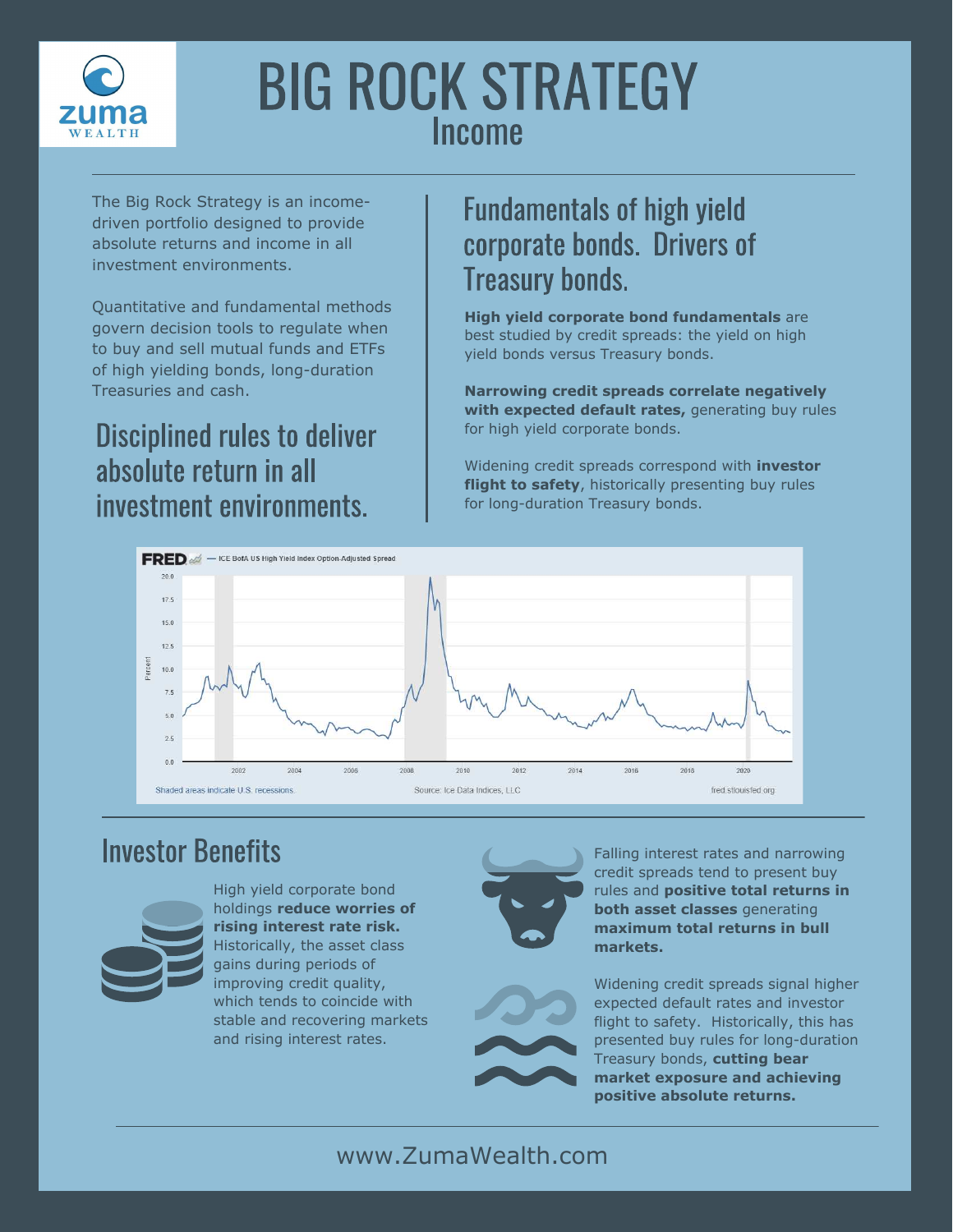# BIG ROCK STRATEGY

## Income

The Big Rock Strategy is an income-driven portfolio designed to provide absolute returns and income in all investment environments.

Quantitative and fundamental methods govern decision tools to regulate when to buy and sell mutual funds and ETFs of high yielding bonds, long-duration Treasuries and cash.

## Disciplined rules to deliver absolute return in all investment environments.

## Fundamentals of high yield corporate bonds. Drivers of Treasury bonds.

**High yield corporate bond fundamentals** are best studied by credit spreads: the yield on high yield bonds versus Treasury bonds.

**Narrowing credit spreads correlate negatively with expected default rates,** generating buy rules for high yield corporate bonds.

Widening credit spreads correspond with **investor flight to safety**, historically presenting buy rules for long-duration Treasury bonds.

FRED — ICE BofA US High Yield Index Option-Adjusted Spread

Shaded areas indicate U.S. recessions. Source: Ice Data Indices, LLC fred.stlouisfed.org

## Investor Benefits

High yield corporate bond holdings **reduce worries of rising interest rate risk.** Historically, the asset class gains during periods of improving credit quality, which tends to coincide with stable and recovering markets and rising interest rates.

Falling interest rates and narrowing credit spreads tend to present buy rules and **positive total returns in both asset classes** generating **maximum total returns in bull markets.**

Widening credit spreads signal higher expected default rates and investor flight to safety. Historically, this has presented buy rules for long-duration Treasury bonds, **cutting bear market exposure and achieving positive absolute returns.**

www.ZumaWealth.com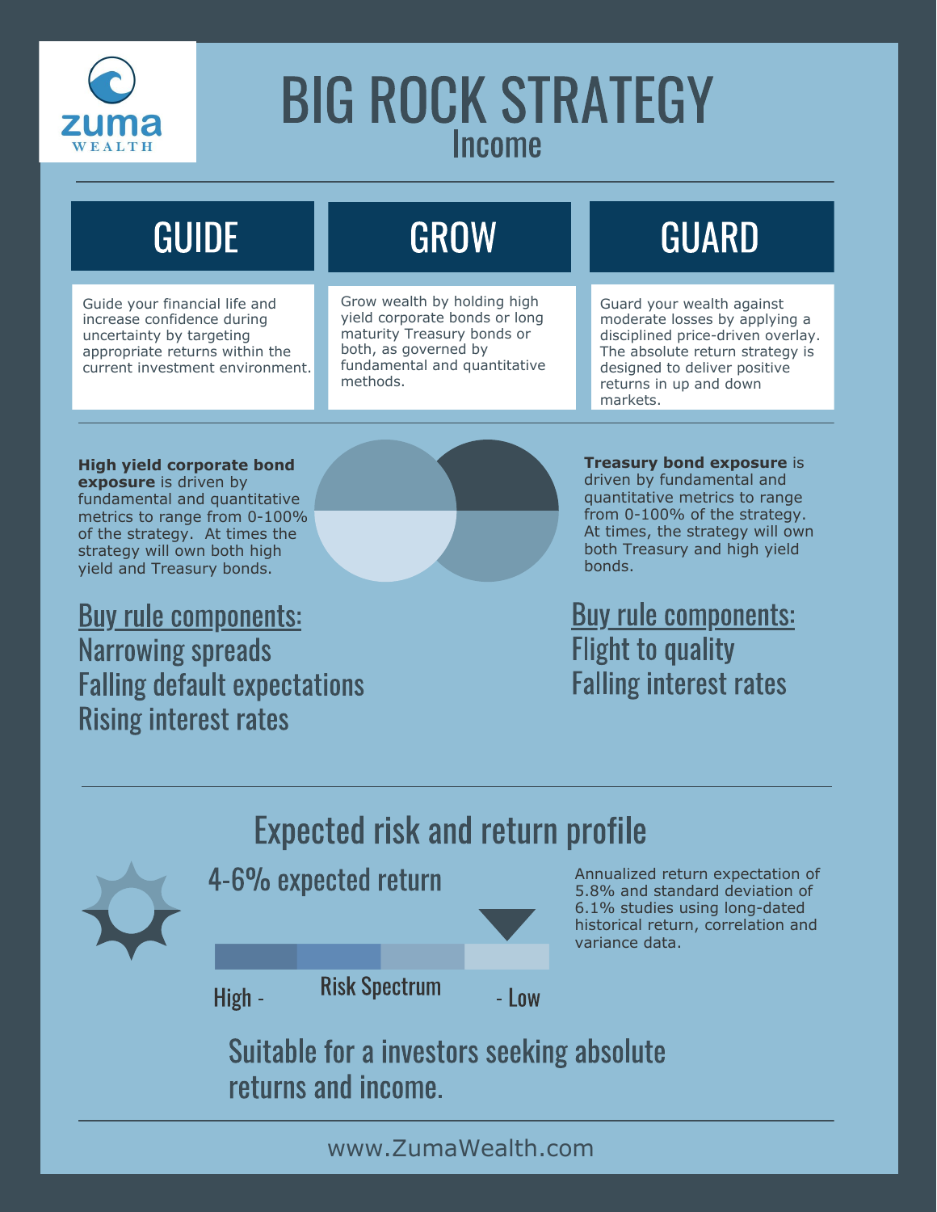zuma
WEALTH

# BIG ROCK STRATEGY

## Income

### GUIDE

Guide your financial life and increase confidence during uncertainty by targeting appropriate returns within the current investment environment.

### GROW

Grow wealth by holding high yield corporate bonds or long maturity Treasury bonds or both, as governed by fundamental and quantitative methods.

### GUARD

Guard your wealth against moderate losses by applying a disciplined price-driven overlay. The absolute return strategy is designed to deliver positive returns in up and down markets.

---

**High yield corporate bond exposure** is driven by fundamental and quantitative metrics to range from 0-100% of the strategy. At times the strategy will own both high yield and Treasury bonds.

Buy rule components:
- Narrowing spreads
- Falling default expectations
- Rising interest rates

**Treasury bond exposure** is driven by fundamental and quantitative metrics to range from 0-100% of the strategy. At times, the strategy will own both Treasury and high yield bonds.

Buy rule components:
- Flight to quality
- Falling interest rates

---

## Expected risk and return profile

4-6% expected return

High - Risk Spectrum - Low

Annualized return expectation of 5.8% and standard deviation of 6.1% studies using long-dated historical return, correlation and variance data.

Suitable for a investors seeking absolute returns and income.

---

www.ZumaWealth.com